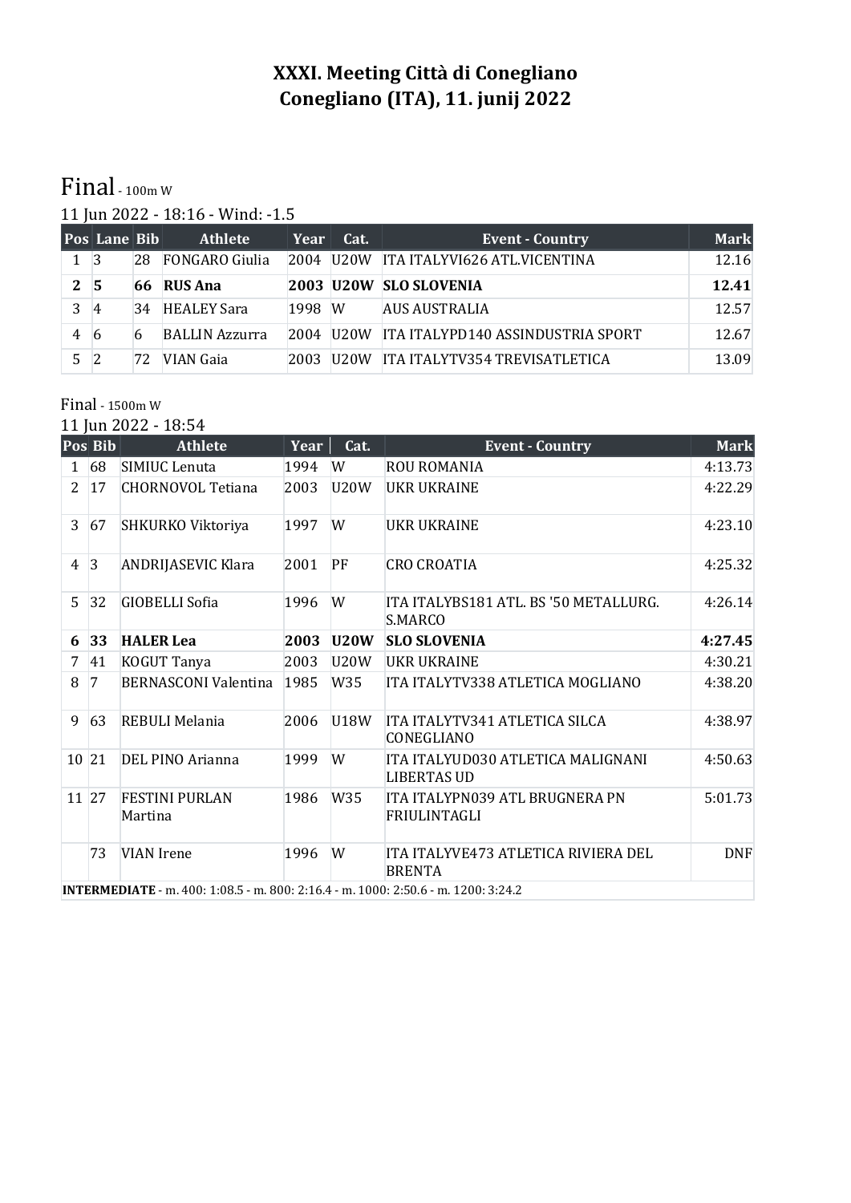# XXXI. Meeting Città di Conegliano
## Conegliano (ITA), 11. junij 2022

## Final - 100m W

11 Jun 2022 - 18:16 - Wind: -1.5

| Pos | Lane | Bib | Athlete | Year | Cat. | Event - Country | Mark |
|---|---|---|---|---|---|---|---|
| 1 | 3 | 28 | FONGARO Giulia | 2004 | U20W | ITA ITALYVI626 ATL.VICENTINA | 12.16 |
| **2** | **5** | **66** | **RUS Ana** | **2003** | **U20W** | **SLO SLOVENIA** | **12.41** |
| 3 | 4 | 34 | HEALEY Sara | 1998 | W | AUS AUSTRALIA | 12.57 |
| 4 | 6 | 6 | BALLIN Azzurra | 2004 | U20W | ITA ITALYPD140 ASSINDUSTRIA SPORT | 12.67 |
| 5 | 2 | 72 | VIAN Gaia | 2003 | U20W | ITA ITALYTV354 TREVISATLETICA | 13.09 |

## Final - 1500m W

11 Jun 2022 - 18:54

| Pos | Bib | Athlete | Year | Cat. | Event - Country | Mark |
|---|---|---|---|---|---|---|
| 1 | 68 | SIMIUC Lenuta | 1994 | W | ROU ROMANIA | 4:13.73 |
| 2 | 17 | CHORNOVOL Tetiana | 2003 | U20W | UKR UKRAINE | 4:22.29 |
| 3 | 67 | SHKURKO Viktoriya | 1997 | W | UKR UKRAINE | 4:23.10 |
| 4 | 3 | ANDRIJASEVIC Klara | 2001 | PF | CRO CROATIA | 4:25.32 |
| 5 | 32 | GIOBELLI Sofia | 1996 | W | ITA ITALYBS181 ATL. BS '50 METALLURG. S.MARCO | 4:26.14 |
| **6** | **33** | **HALER Lea** | **2003** | **U20W** | **SLO SLOVENIA** | **4:27.45** |
| 7 | 41 | KOGUT Tanya | 2003 | U20W | UKR UKRAINE | 4:30.21 |
| 8 | 7 | BERNASCONI Valentina | 1985 | W35 | ITA ITALYTV338 ATLETICA MOGLIANO | 4:38.20 |
| 9 | 63 | REBULI Melania | 2006 | U18W | ITA ITALYTV341 ATLETICA SILCA CONEGLIANO | 4:38.97 |
| 10 | 21 | DEL PINO Arianna | 1999 | W | ITA ITALYUD030 ATLETICA MALIGNANI LIBERTAS UD | 4:50.63 |
| 11 | 27 | FESTINI PURLAN Martina | 1986 | W35 | ITA ITALYPN039 ATL BRUGNERA PN FRIULINTAGLI | 5:01.73 |
| | 73 | VIAN Irene | 1996 | W | ITA ITALYVE473 ATLETICA RIVIERA DEL BRENTA | DNF |

**INTERMEDIATE** - m. 400: 1:08.5 - m. 800: 2:16.4 - m. 1000: 2:50.6 - m. 1200: 3:24.2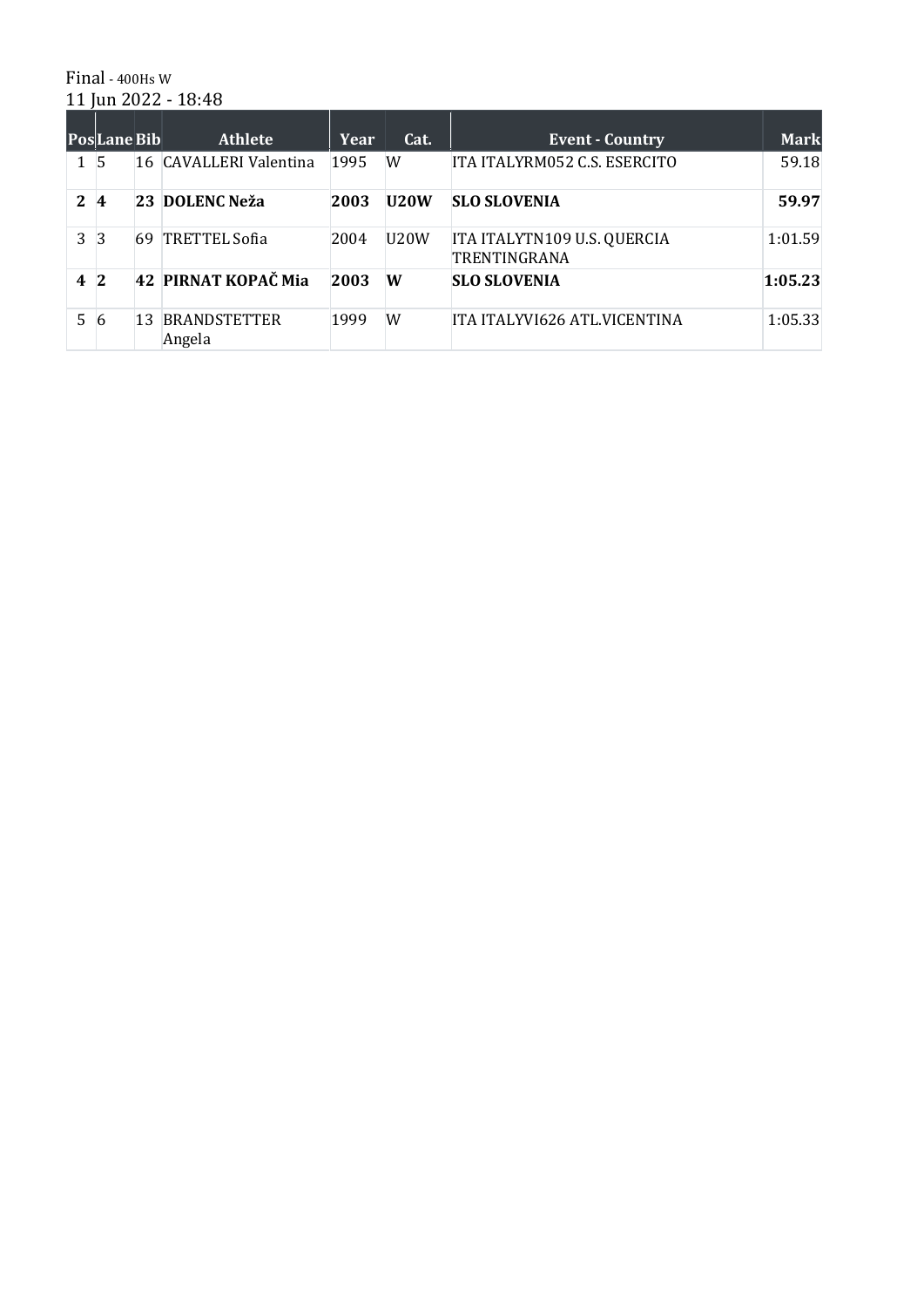Final - 400Hs W
11 Jun 2022 - 18:48

| Pos | Lane | Bib | Athlete | Year | Cat. | Event - Country | Mark |
|---|---|---|---|---|---|---|---|
| 1 | 5 | 16 | CAVALLERI Valentina | 1995 | W | ITA ITALYRM052 C.S. ESERCITO | 59.18 |
| **2** | **4** | **23** | **DOLENC Neža** | **2003** | **U20W** | **SLO SLOVENIA** | **59.97** |
| 3 | 3 | 69 | TRETTEL Sofia | 2004 | U20W | ITA ITALYTN109 U.S. QUERCIA TRENTINGRANA | 1:01.59 |
| **4** | **2** | **42** | **PIRNAT KOPAČ Mia** | **2003** | **W** | **SLO SLOVENIA** | **1:05.23** |
| 5 | 6 | 13 | BRANDSTETTER Angela | 1999 | W | ITA ITALYVI626 ATL.VICENTINA | 1:05.33 |